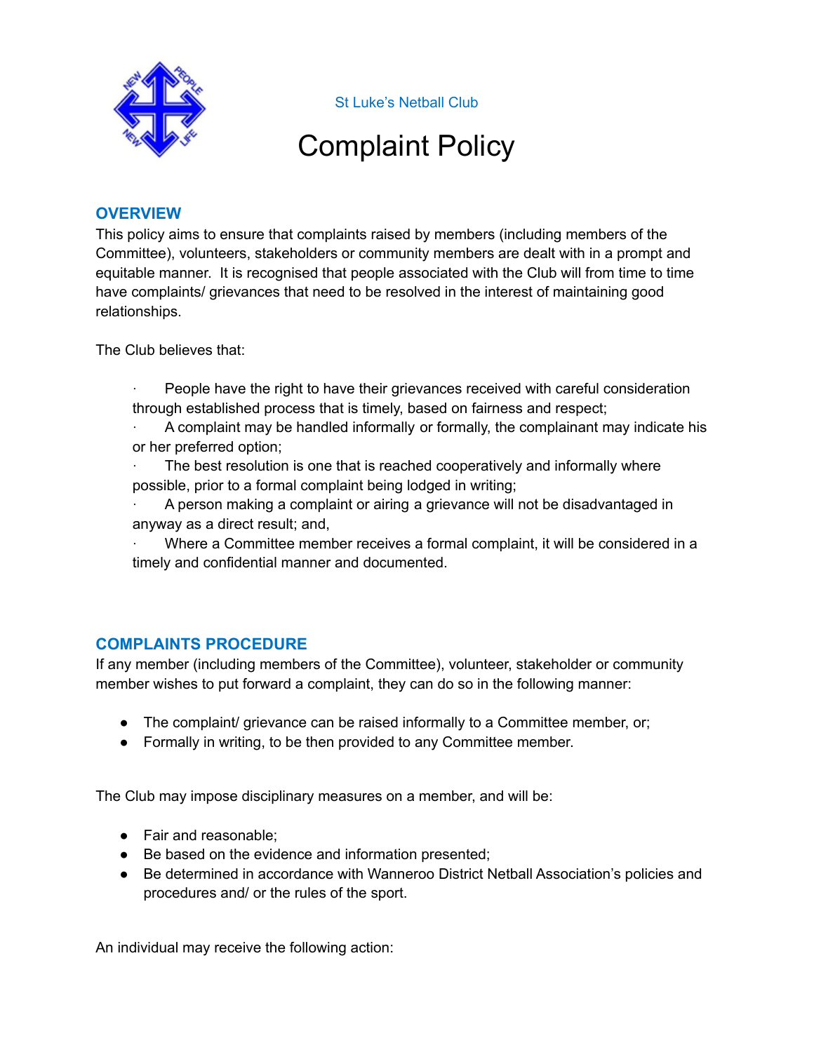St Luke's Netball Club

# Complaint Policy

## OVERVIEW

This policy aims to ensure that complaints raised by members (including members of the Committee), volunteers, stakeholders or community members are dealt with in a prompt and equitable manner. It is recognised that people associated with the Club will from time to time have complaints/ grievances that need to be resolved in the interest of maintaining good relationships.

The Club believes that:

- People have the right to have their grievances received with careful consideration through established process that is timely, based on fairness and respect;
- A complaint may be handled informally or formally, the complainant may indicate his or her preferred option;
- The best resolution is one that is reached cooperatively and informally where possible, prior to a formal complaint being lodged in writing;
- A person making a complaint or airing a grievance will not be disadvantaged in anyway as a direct result; and,
- Where a Committee member receives a formal complaint, it will be considered in a timely and confidential manner and documented.

## COMPLAINTS PROCEDURE

If any member (including members of the Committee), volunteer, stakeholder or community member wishes to put forward a complaint, they can do so in the following manner:

- The complaint/ grievance can be raised informally to a Committee member, or;
- Formally in writing, to be then provided to any Committee member.

The Club may impose disciplinary measures on a member, and will be:

- Fair and reasonable;
- Be based on the evidence and information presented;
- Be determined in accordance with Wanneroo District Netball Association's policies and procedures and/ or the rules of the sport.

An individual may receive the following action: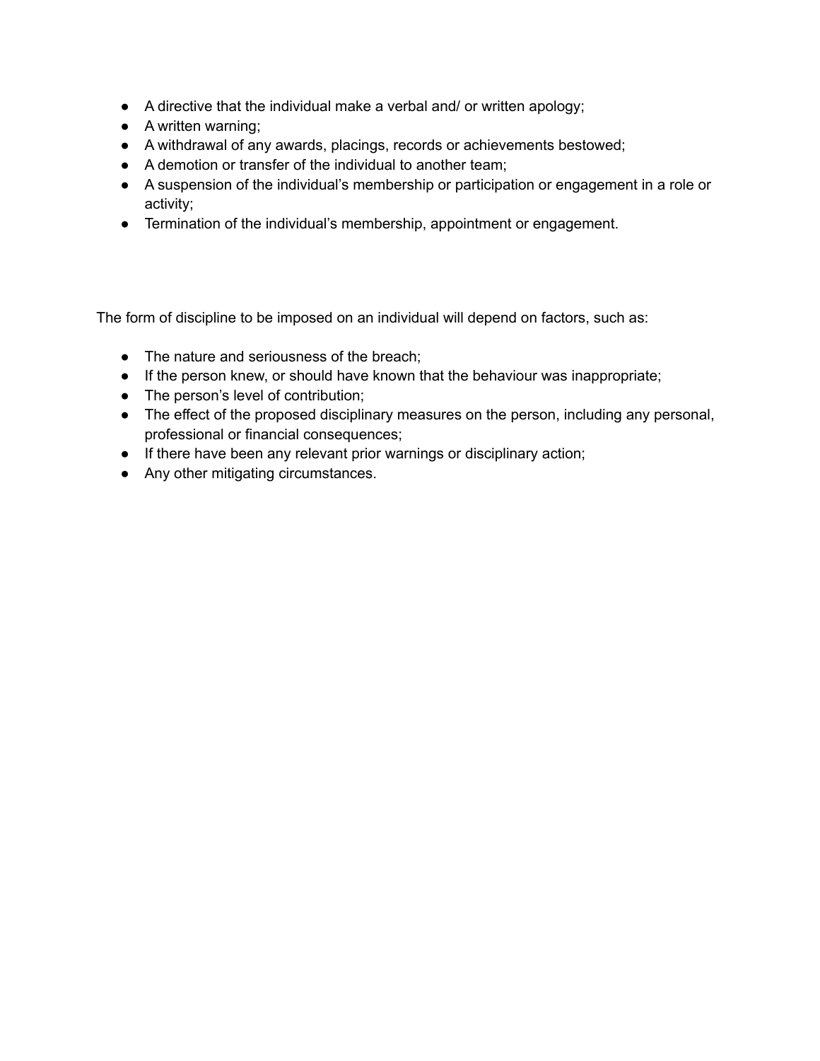- A directive that the individual make a verbal and/ or written apology;
- A written warning;
- A withdrawal of any awards, placings, records or achievements bestowed;
- A demotion or transfer of the individual to another team;
- A suspension of the individual's membership or participation or engagement in a role or activity;
- Termination of the individual's membership, appointment or engagement.

The form of discipline to be imposed on an individual will depend on factors, such as:

- The nature and seriousness of the breach;
- If the person knew, or should have known that the behaviour was inappropriate;
- The person's level of contribution;
- The effect of the proposed disciplinary measures on the person, including any personal, professional or financial consequences;
- If there have been any relevant prior warnings or disciplinary action;
- Any other mitigating circumstances.